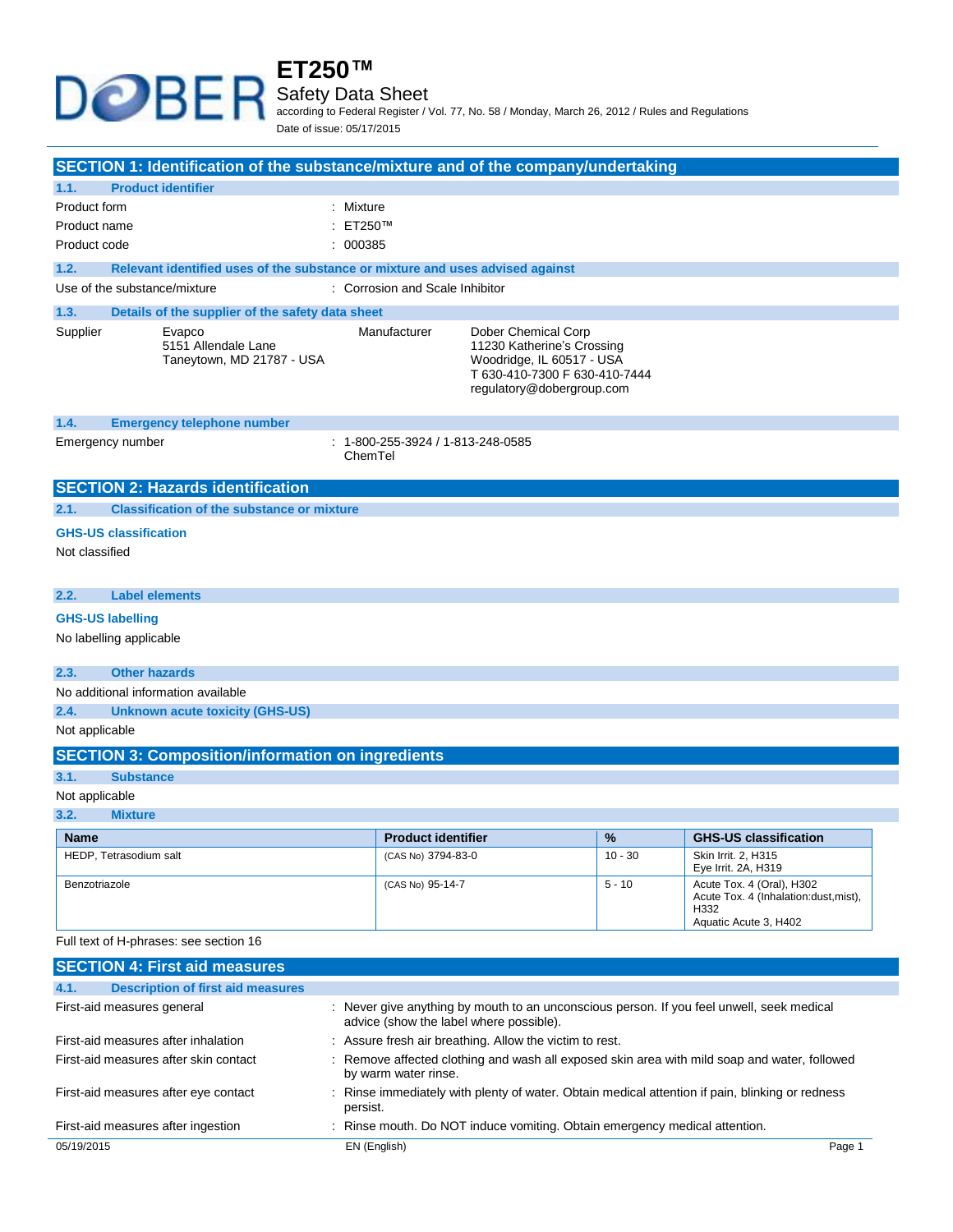# ET250™

## Safety Data Sheet

according to Federal Register / Vol. 77, No. 58 / Monday, March 26, 2012 / Rules and Regulations

Date of issue: 05/17/2015

## SECTION 1: Identification of the substance/mixture and of the company/undertaking

### 1.1. Product identifier

| | |
|---|---|
| Product form | : Mixture |
| Product name | : ET250™ |
| Product code | : 000385 |

### 1.2. Relevant identified uses of the substance or mixture and uses advised against

| | |
|---|---|
| Use of the substance/mixture | : Corrosion and Scale Inhibitor |

### 1.3. Details of the supplier of the safety data sheet

Supplier
Evapco
5151 Allendale Lane
Taneytown, MD 21787 - USA

Manufacturer
Dober Chemical Corp
11230 Katherine's Crossing
Woodridge, IL 60517 - USA
T 630-410-7300 F 630-410-7444
regulatory@dobergroup.com

### 1.4. Emergency telephone number

| | |
|---|---|
| Emergency number | : 1-800-255-3924 / 1-813-248-0585 ChemTel |

## SECTION 2: Hazards identification

### 2.1. Classification of the substance or mixture

**GHS-US classification**

Not classified

### 2.2. Label elements

**GHS-US labelling**

No labelling applicable

### 2.3. Other hazards

No additional information available

### 2.4. Unknown acute toxicity (GHS-US)

Not applicable

## SECTION 3: Composition/information on ingredients

### 3.1. Substance

Not applicable

### 3.2. Mixture

| Name | Product identifier | % | GHS-US classification |
|---|---|---|---|
| HEDP, Tetrasodium salt | (CAS No) 3794-83-0 | 10 - 30 | Skin Irrit. 2, H315<br>Eye Irrit. 2A, H319 |
| Benzotriazole | (CAS No) 95-14-7 | 5 - 10 | Acute Tox. 4 (Oral), H302<br>Acute Tox. 4 (Inhalation:dust,mist), H332<br>Aquatic Acute 3, H402 |

Full text of H-phrases: see section 16

## SECTION 4: First aid measures

### 4.1. Description of first aid measures

| | |
|---|---|
| First-aid measures general | : Never give anything by mouth to an unconscious person. If you feel unwell, seek medical advice (show the label where possible). |
| First-aid measures after inhalation | : Assure fresh air breathing. Allow the victim to rest. |
| First-aid measures after skin contact | : Remove affected clothing and wash all exposed skin area with mild soap and water, followed by warm water rinse. |
| First-aid measures after eye contact | : Rinse immediately with plenty of water. Obtain medical attention if pain, blinking or redness persist. |
| First-aid measures after ingestion | : Rinse mouth. Do NOT induce vomiting. Obtain emergency medical attention. |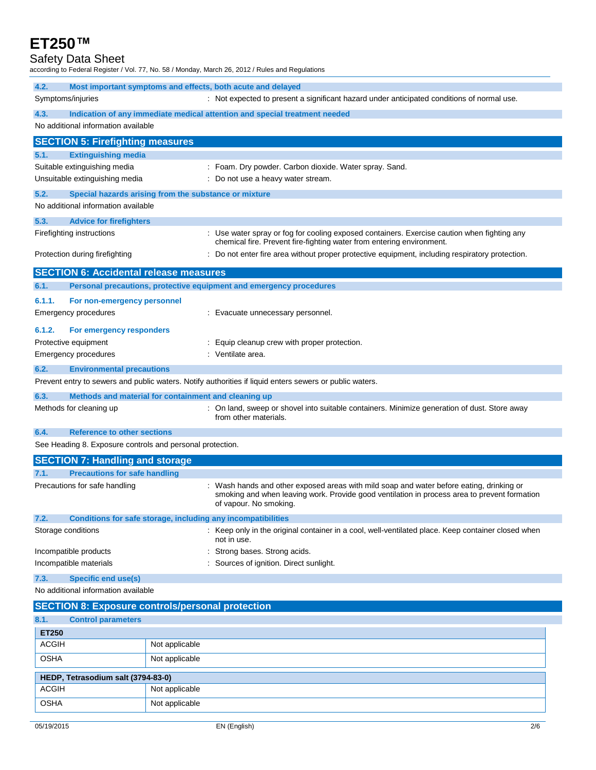### 4.2. Most important symptoms and effects, both acute and delayed

Symptoms/injuries : Not expected to present a significant hazard under anticipated conditions of normal use.

### 4.3. Indication of any immediate medical attention and special treatment needed

No additional information available

## SECTION 5: Firefighting measures

### 5.1. Extinguishing media

Suitable extinguishing media : Foam. Dry powder. Carbon dioxide. Water spray. Sand.

Unsuitable extinguishing media : Do not use a heavy water stream.

### 5.2. Special hazards arising from the substance or mixture

No additional information available

### 5.3. Advice for firefighters

Firefighting instructions : Use water spray or fog for cooling exposed containers. Exercise caution when fighting any chemical fire. Prevent fire-fighting water from entering environment.

Protection during firefighting : Do not enter fire area without proper protective equipment, including respiratory protection.

## SECTION 6: Accidental release measures

### 6.1. Personal precautions, protective equipment and emergency procedures

#### 6.1.1. For non-emergency personnel

Emergency procedures : Evacuate unnecessary personnel.

#### 6.1.2. For emergency responders

Protective equipment : Equip cleanup crew with proper protection.

Emergency procedures : Ventilate area.

### 6.2. Environmental precautions

Prevent entry to sewers and public waters. Notify authorities if liquid enters sewers or public waters.

### 6.3. Methods and material for containment and cleaning up

Methods for cleaning up : On land, sweep or shovel into suitable containers. Minimize generation of dust. Store away from other materials.

### 6.4. Reference to other sections

See Heading 8. Exposure controls and personal protection.

## SECTION 7: Handling and storage

### 7.1. Precautions for safe handling

Precautions for safe handling : Wash hands and other exposed areas with mild soap and water before eating, drinking or smoking and when leaving work. Provide good ventilation in process area to prevent formation of vapour. No smoking.

### 7.2. Conditions for safe storage, including any incompatibilities

Storage conditions : Keep only in the original container in a cool, well-ventilated place. Keep container closed when not in use.

Incompatible products : Strong bases. Strong acids.

Incompatible materials : Sources of ignition. Direct sunlight.

### 7.3. Specific end use(s)

No additional information available

## SECTION 8: Exposure controls/personal protection

### 8.1. Control parameters

| ET250 | |
|---|---|
| ACGIH | Not applicable |
| OSHA | Not applicable |

| HEDP, Tetrasodium salt (3794-83-0) | |
|---|---|
| ACGIH | Not applicable |
| OSHA | Not applicable |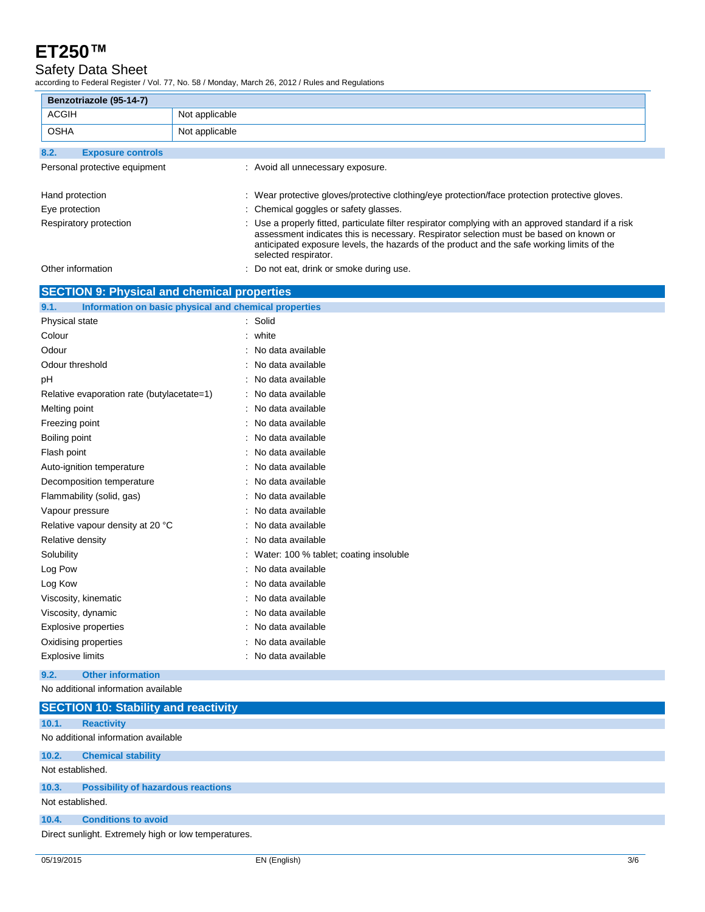| Benzotriazole (95-14-7) | |
|---|---|
| ACGIH | Not applicable |
| OSHA | Not applicable |

### 8.2. Exposure controls

Personal protective equipment : Avoid all unnecessary exposure.

Hand protection : Wear protective gloves/protective clothing/eye protection/face protection protective gloves.

Eye protection : Chemical goggles or safety glasses.

Respiratory protection : Use a properly fitted, particulate filter respirator complying with an approved standard if a risk assessment indicates this is necessary. Respirator selection must be based on known or anticipated exposure levels, the hazards of the product and the safe working limits of the selected respirator.

Other information : Do not eat, drink or smoke during use.

## SECTION 9: Physical and chemical properties

### 9.1. Information on basic physical and chemical properties

| Property | Value |
|---|---|
| Physical state | Solid |
| Colour | white |
| Odour | No data available |
| Odour threshold | No data available |
| pH | No data available |
| Relative evaporation rate (butylacetate=1) | No data available |
| Melting point | No data available |
| Freezing point | No data available |
| Boiling point | No data available |
| Flash point | No data available |
| Auto-ignition temperature | No data available |
| Decomposition temperature | No data available |
| Flammability (solid, gas) | No data available |
| Vapour pressure | No data available |
| Relative vapour density at 20 °C | No data available |
| Relative density | No data available |
| Solubility | Water: 100 % tablet; coating insoluble |
| Log Pow | No data available |
| Log Kow | No data available |
| Viscosity, kinematic | No data available |
| Viscosity, dynamic | No data available |
| Explosive properties | No data available |
| Oxidising properties | No data available |
| Explosive limits | No data available |

### 9.2. Other information

No additional information available

## SECTION 10: Stability and reactivity

### 10.1. Reactivity

No additional information available

### 10.2. Chemical stability

Not established.

### 10.3. Possibility of hazardous reactions

Not established.

### 10.4. Conditions to avoid

Direct sunlight. Extremely high or low temperatures.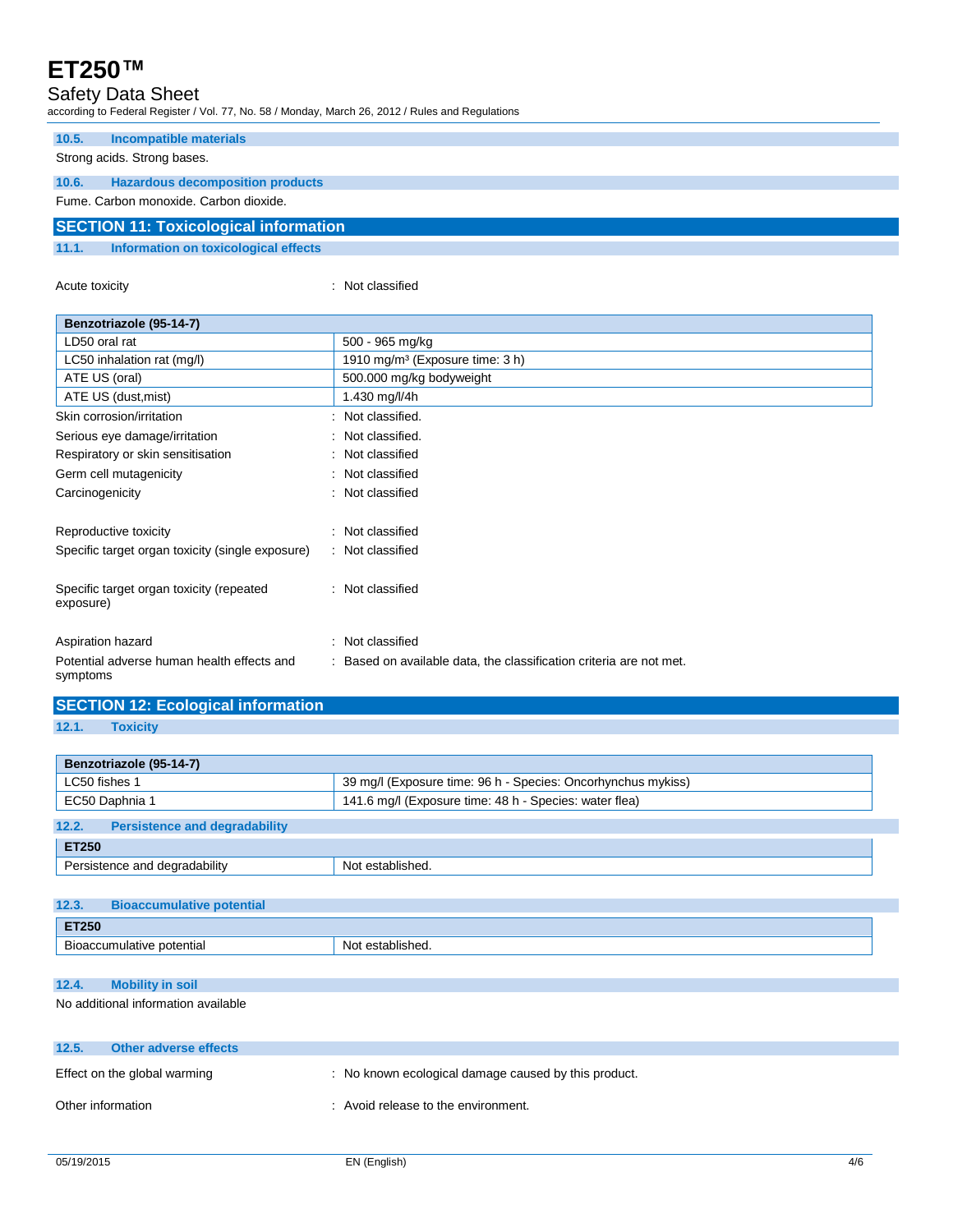### 10.5. Incompatible materials

Strong acids. Strong bases.

### 10.6. Hazardous decomposition products

Fume. Carbon monoxide. Carbon dioxide.

## SECTION 11: Toxicological information

### 11.1. Information on toxicological effects

Acute toxicity : Not classified

| Benzotriazole (95-14-7) | |
|---|---|
| LD50 oral rat | 500 - 965 mg/kg |
| LC50 inhalation rat (mg/l) | 1910 mg/m³ (Exposure time: 3 h) |
| ATE US (oral) | 500.000 mg/kg bodyweight |
| ATE US (dust,mist) | 1.430 mg/l/4h |

Skin corrosion/irritation : Not classified.

Serious eye damage/irritation : Not classified.

Respiratory or skin sensitisation : Not classified

Germ cell mutagenicity : Not classified

Carcinogenicity : Not classified

Reproductive toxicity : Not classified

Specific target organ toxicity (single exposure) : Not classified

Specific target organ toxicity (repeated exposure) : Not classified

Aspiration hazard : Not classified

Potential adverse human health effects and symptoms : Based on available data, the classification criteria are not met.

## SECTION 12: Ecological information

### 12.1. Toxicity

| Benzotriazole (95-14-7) | |
|---|---|
| LC50 fishes 1 | 39 mg/l (Exposure time: 96 h - Species: Oncorhynchus mykiss) |
| EC50 Daphnia 1 | 141.6 mg/l (Exposure time: 48 h - Species: water flea) |

### 12.2. Persistence and degradability

| ET250 | |
|---|---|
| Persistence and degradability | Not established. |

### 12.3. Bioaccumulative potential

| ET250 | |
|---|---|
| Bioaccumulative potential | Not established. |

### 12.4. Mobility in soil

No additional information available

### 12.5. Other adverse effects

Effect on the global warming : No known ecological damage caused by this product.

Other information : Avoid release to the environment.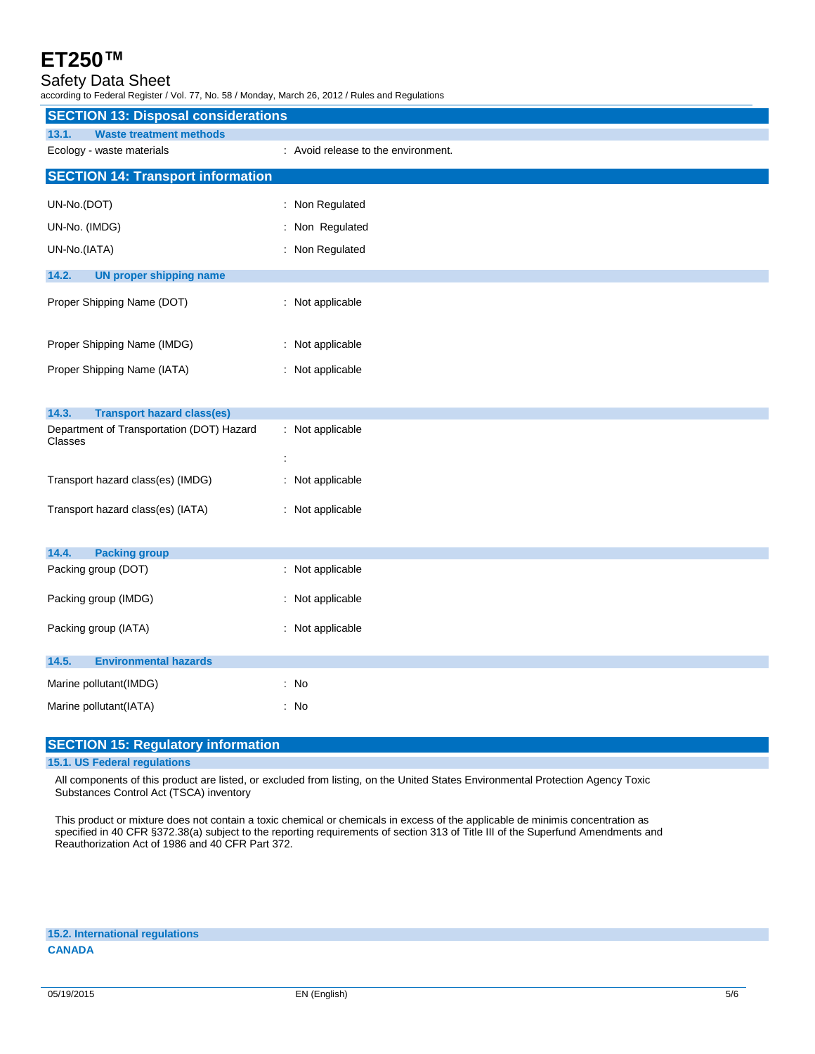## SECTION 13: Disposal considerations

### 13.1. Waste treatment methods

| | |
|---|---|
| Ecology - waste materials | : Avoid release to the environment. |

## SECTION 14: Transport information

| | |
|---|---|
| UN-No.(DOT) | : Non Regulated |
| UN-No. (IMDG) | : Non Regulated |
| UN-No.(IATA) | : Non Regulated |

### 14.2. UN proper shipping name

| | |
|---|---|
| Proper Shipping Name (DOT) | : Not applicable |
| Proper Shipping Name (IMDG) | : Not applicable |
| Proper Shipping Name (IATA) | : Not applicable |

### 14.3. Transport hazard class(es)

| | |
|---|---|
| Department of Transportation (DOT) Hazard Classes | : Not applicable |
| | : |
| Transport hazard class(es) (IMDG) | : Not applicable |
| Transport hazard class(es) (IATA) | : Not applicable |

### 14.4. Packing group

| | |
|---|---|
| Packing group (DOT) | : Not applicable |
| Packing group (IMDG) | : Not applicable |
| Packing group (IATA) | : Not applicable |

### 14.5. Environmental hazards

| | |
|---|---|
| Marine pollutant(IMDG) | : No |
| Marine pollutant(IATA) | : No |

## SECTION 15: Regulatory information

### 15.1. US Federal regulations

All components of this product are listed, or excluded from listing, on the United States Environmental Protection Agency Toxic Substances Control Act (TSCA) inventory

This product or mixture does not contain a toxic chemical or chemicals in excess of the applicable de minimis concentration as specified in 40 CFR §372.38(a) subject to the reporting requirements of section 313 of Title III of the Superfund Amendments and Reauthorization Act of 1986 and 40 CFR Part 372.

### 15.2. International regulations

**CANADA**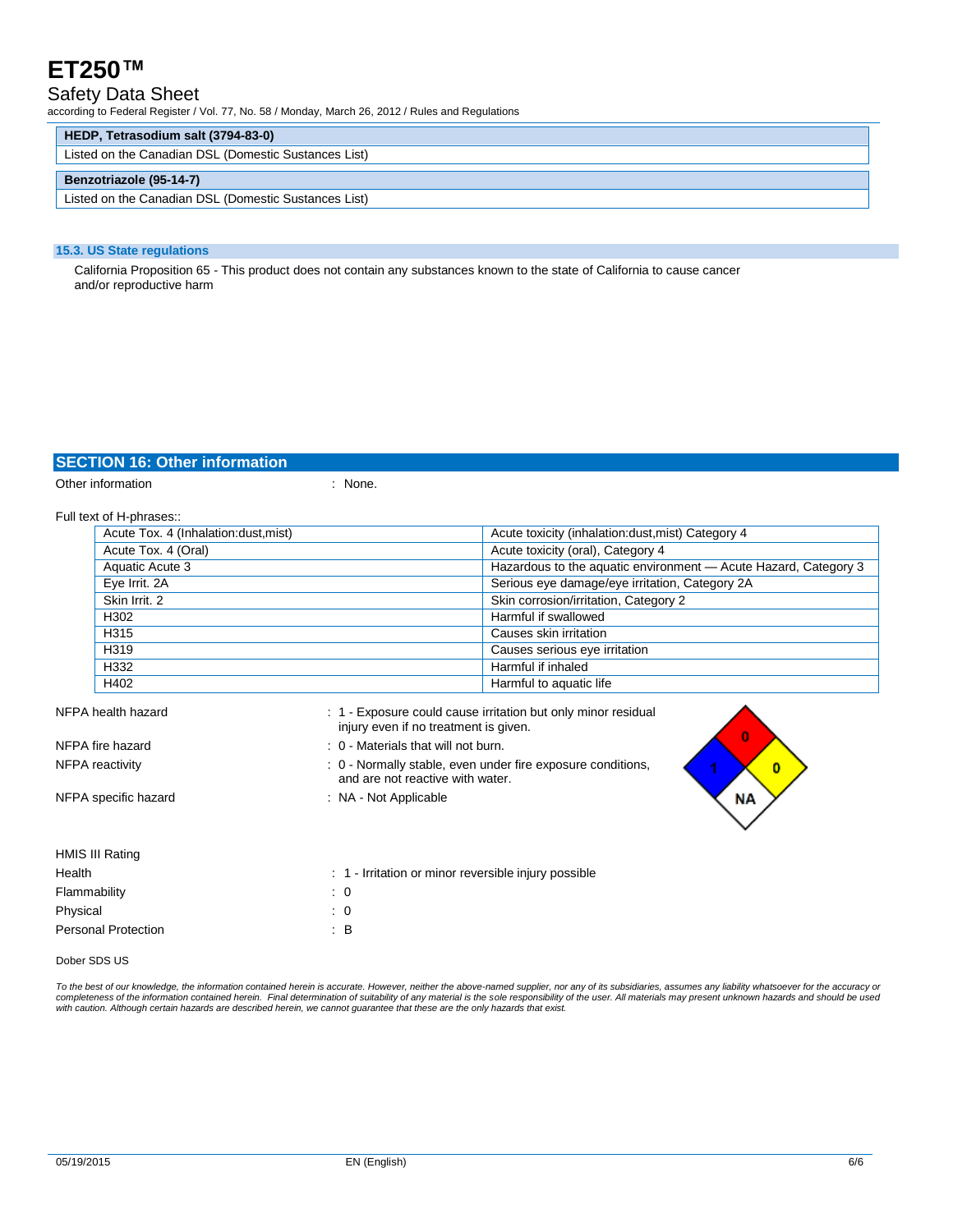| HEDP, Tetrasodium salt (3794-83-0) |
|---|
| Listed on the Canadian DSL (Domestic Sustances List) |

| Benzotriazole (95-14-7) |
|---|
| Listed on the Canadian DSL (Domestic Sustances List) |

### 15.3. US State regulations

California Proposition 65 - This product does not contain any substances known to the state of California to cause cancer and/or reproductive harm

## SECTION 16: Other information

Other information : None.

Full text of H-phrases::

| | |
|---|---|
| Acute Tox. 4 (Inhalation:dust,mist) | Acute toxicity (inhalation:dust,mist) Category 4 |
| Acute Tox. 4 (Oral) | Acute toxicity (oral), Category 4 |
| Aquatic Acute 3 | Hazardous to the aquatic environment — Acute Hazard, Category 3 |
| Eye Irrit. 2A | Serious eye damage/eye irritation, Category 2A |
| Skin Irrit. 2 | Skin corrosion/irritation, Category 2 |
| H302 | Harmful if swallowed |
| H315 | Causes skin irritation |
| H319 | Causes serious eye irritation |
| H332 | Harmful if inhaled |
| H402 | Harmful to aquatic life |

NFPA health hazard : 1 - Exposure could cause irritation but only minor residual injury even if no treatment is given.

NFPA fire hazard : 0 - Materials that will not burn.

NFPA reactivity : 0 - Normally stable, even under fire exposure conditions, and are not reactive with water.

NFPA specific hazard : NA - Not Applicable

0
1
0
NA

HMIS III Rating

Health : 1 - Irritation or minor reversible injury possible

Flammability : 0

Physical : 0

Personal Protection : B

Dober SDS US

*To the best of our knowledge, the information contained herein is accurate. However, neither the above-named supplier, nor any of its subsidiaries, assumes any liability whatsoever for the accuracy or completeness of the information contained herein. Final determination of suitability of any material is the sole responsibility of the user. All materials may present unknown hazards and should be used with caution. Although certain hazards are described herein, we cannot guarantee that these are the only hazards that exist.*